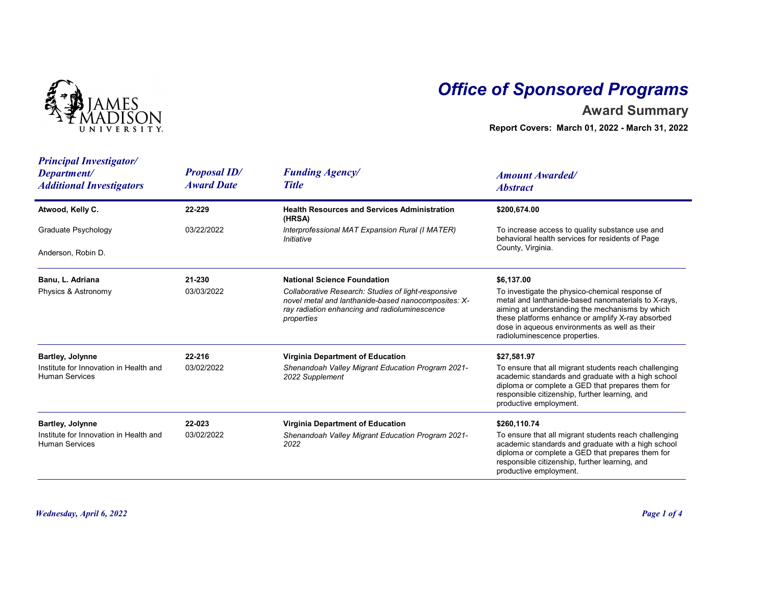# Office of Sponsored Programs

## Award Summary

**Report Covers: March 01, 2022 - March 31, 2022**

| Principal Investigator/ Department/ Additional Investigators | Proposal ID/ Award Date | Funding Agency/ Title | Amount Awarded/ Abstract |
|---|---|---|---|
| **Atwood, Kelly C.**<br>Graduate Psychology<br>Anderson, Robin D. | **22-229**<br>03/22/2022 | **Health Resources and Services Administration (HRSA)**<br>*Interprofessional MAT Expansion Rural (I MATER) Initiative* | **$200,674.00**<br>To increase access to quality substance use and behavioral health services for residents of Page County, Virginia. |
| **Banu, L. Adriana**<br>Physics & Astronomy | **21-230**<br>03/03/2022 | **National Science Foundation**<br>*Collaborative Research: Studies of light-responsive novel metal and lanthanide-based nanocomposites: X-ray radiation enhancing and radioluminescence properties* | **$6,137.00**<br>To investigate the physico-chemical response of metal and lanthanide-based nanomaterials to X-rays, aiming at understanding the mechanisms by which these platforms enhance or amplify X-ray absorbed dose in aqueous environments as well as their radioluminescence properties. |
| **Bartley, Jolynne**<br>Institute for Innovation in Health and Human Services | **22-216**<br>03/02/2022 | **Virginia Department of Education**<br>*Shenandoah Valley Migrant Education Program 2021-2022 Supplement* | **$27,581.97**<br>To ensure that all migrant students reach challenging academic standards and graduate with a high school diploma or complete a GED that prepares them for responsible citizenship, further learning, and productive employment. |
| **Bartley, Jolynne**<br>Institute for Innovation in Health and Human Services | **22-023**<br>03/02/2022 | **Virginia Department of Education**<br>*Shenandoah Valley Migrant Education Program 2021-2022* | **$260,110.74**<br>To ensure that all migrant students reach challenging academic standards and graduate with a high school diploma or complete a GED that prepares them for responsible citizenship, further learning, and productive employment. |

*Wednesday, April 6, 2022*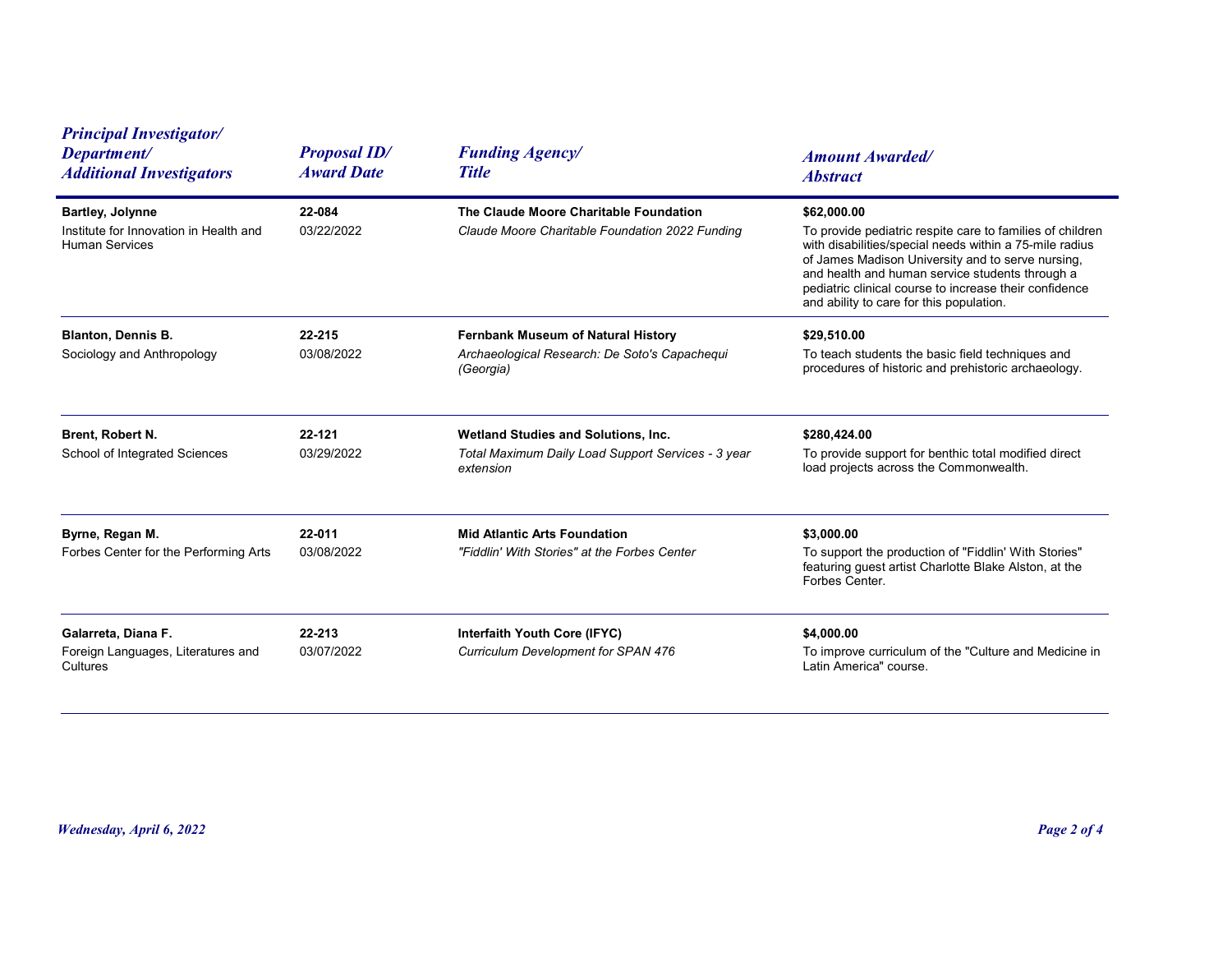| Principal Investigator/ Department/ Additional Investigators | Proposal ID/ Award Date | Funding Agency/ Title | Amount Awarded/ Abstract |
|---|---|---|---|
| **Bartley, Jolynne**<br>Institute for Innovation in Health and Human Services | **22-084**<br>03/22/2022 | **The Claude Moore Charitable Foundation**<br>*Claude Moore Charitable Foundation 2022 Funding* | **$62,000.00**<br>To provide pediatric respite care to families of children with disabilities/special needs within a 75-mile radius of James Madison University and to serve nursing, and health and human service students through a pediatric clinical course to increase their confidence and ability to care for this population. |
| **Blanton, Dennis B.**<br>Sociology and Anthropology | **22-215**<br>03/08/2022 | **Fernbank Museum of Natural History**<br>*Archaeological Research: De Soto's Capachequi (Georgia)* | **$29,510.00**<br>To teach students the basic field techniques and procedures of historic and prehistoric archaeology. |
| **Brent, Robert N.**<br>School of Integrated Sciences | **22-121**<br>03/29/2022 | **Wetland Studies and Solutions, Inc.**<br>*Total Maximum Daily Load Support Services - 3 year extension* | **$280,424.00**<br>To provide support for benthic total modified direct load projects across the Commonwealth. |
| **Byrne, Regan M.**<br>Forbes Center for the Performing Arts | **22-011**<br>03/08/2022 | **Mid Atlantic Arts Foundation**<br>*"Fiddlin' With Stories" at the Forbes Center* | **$3,000.00**<br>To support the production of "Fiddlin' With Stories" featuring guest artist Charlotte Blake Alston, at the Forbes Center. |
| **Galarreta, Diana F.**<br>Foreign Languages, Literatures and Cultures | **22-213**<br>03/07/2022 | **Interfaith Youth Core (IFYC)**<br>*Curriculum Development for SPAN 476* | **$4,000.00**<br>To improve curriculum of the "Culture and Medicine in Latin America" course. |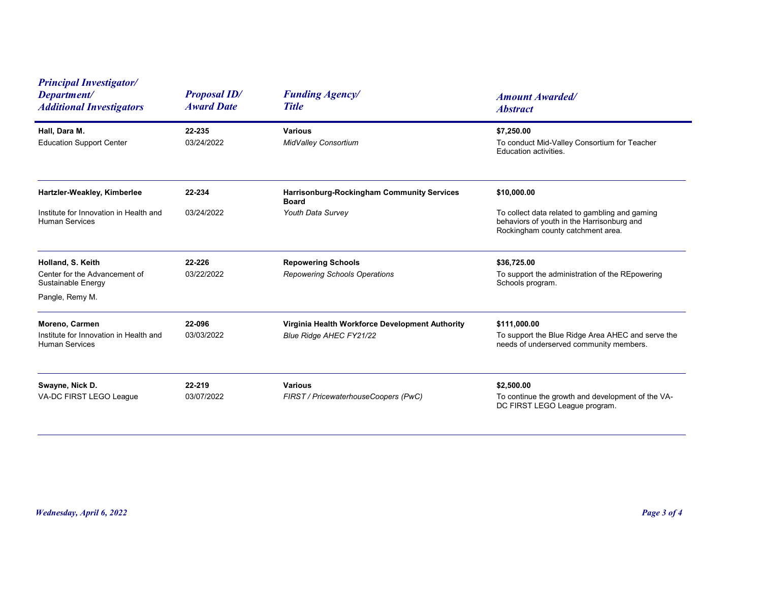| *Principal Investigator/ Department/ Additional Investigators* | *Proposal ID/ Award Date* | *Funding Agency/ Title* | *Amount Awarded/ Abstract* |
| --- | --- | --- | --- |
| **Hall, Dara M.**<br>Education Support Center | **22-235**<br>03/24/2022 | **Various**<br>*MidValley Consortium* | **$7,250.00**<br>To conduct Mid-Valley Consortium for Teacher Education activities. |
| **Hartzler-Weakley, Kimberlee**<br>Institute for Innovation in Health and Human Services | **22-234**<br>03/24/2022 | **Harrisonburg-Rockingham Community Services Board**<br>*Youth Data Survey* | **$10,000.00**<br>To collect data related to gambling and gaming behaviors of youth in the Harrisonburg and Rockingham county catchment area. |
| **Holland, S. Keith**<br>Center for the Advancement of Sustainable Energy<br>Pangle, Remy M. | **22-226**<br>03/22/2022 | **Repowering Schools**<br>*Repowering Schools Operations* | **$36,725.00**<br>To support the administration of the REpowering Schools program. |
| **Moreno, Carmen**<br>Institute for Innovation in Health and Human Services | **22-096**<br>03/03/2022 | **Virginia Health Workforce Development Authority**<br>*Blue Ridge AHEC FY21/22* | **$111,000.00**<br>To support the Blue Ridge Area AHEC and serve the needs of underserved community members. |
| **Swayne, Nick D.**<br>VA-DC FIRST LEGO League | **22-219**<br>03/07/2022 | **Various**<br>*FIRST / PricewaterhouseCoopers (PwC)* | **$2,500.00**<br>To continue the growth and development of the VA-DC FIRST LEGO League program. |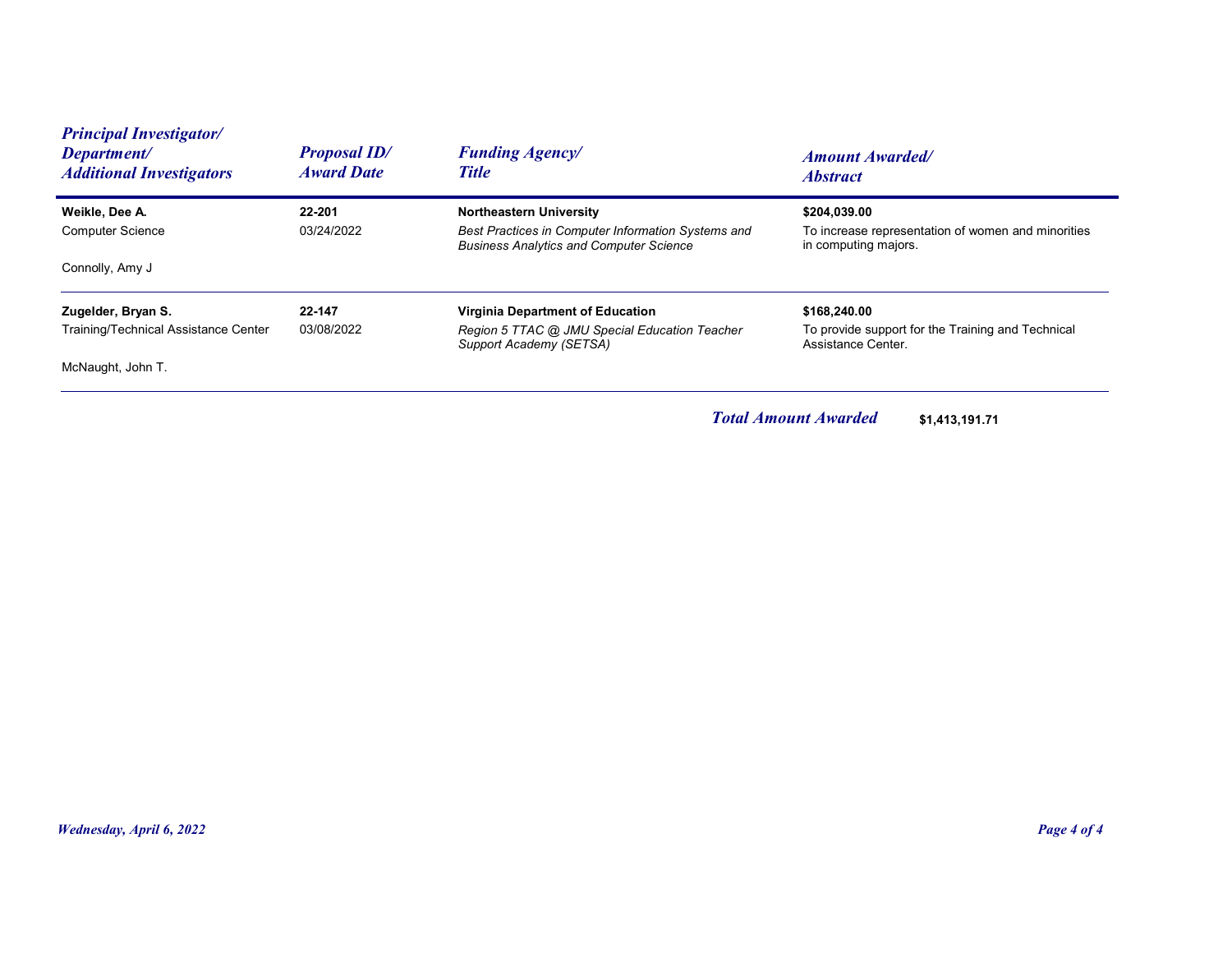| Principal Investigator/ Department/ Additional Investigators | Proposal ID/ Award Date | Funding Agency/ Title | Amount Awarded/ Abstract |
|---|---|---|---|
| **Weikle, Dee A.**<br>Computer Science<br><br>Connolly, Amy J | **22-201**<br>03/24/2022 | **Northeastern University**<br>*Best Practices in Computer Information Systems and Business Analytics and Computer Science* | **$204,039.00**<br>To increase representation of women and minorities in computing majors. |
| **Zugelder, Bryan S.**<br>Training/Technical Assistance Center<br><br>McNaught, John T. | **22-147**<br>03/08/2022 | **Virginia Department of Education**<br>*Region 5 TTAC @ JMU Special Education Teacher Support Academy (SETSA)* | **$168,240.00**<br>To provide support for the Training and Technical Assistance Center. |

***Total Amount Awarded*** **$1,413,191.71**